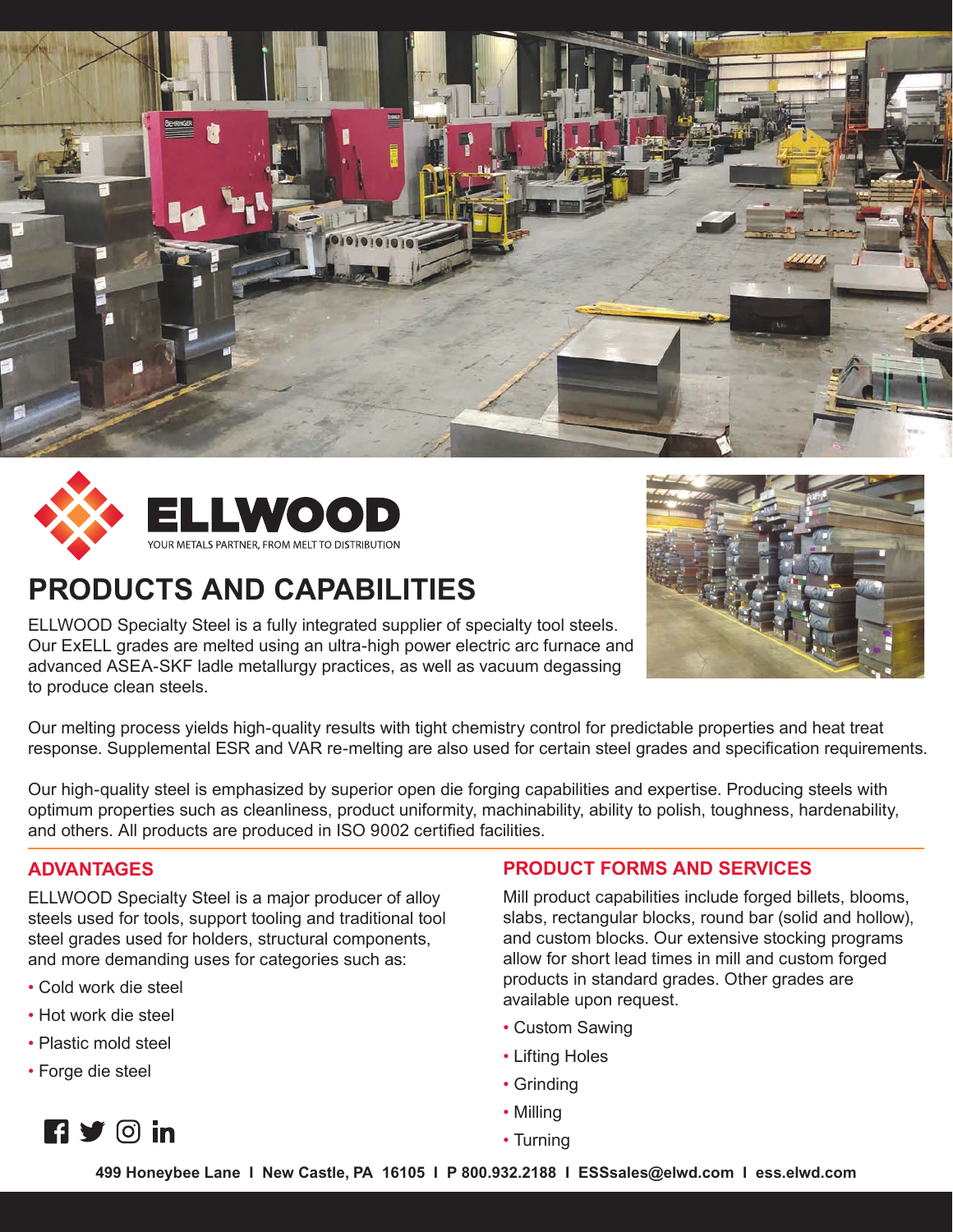ELLWOOD

YOUR METALS PARTNER, FROM MELT TO DISTRIBUTION

# PRODUCTS AND CAPABILITIES

ELLWOOD Specialty Steel is a fully integrated supplier of specialty tool steels. Our ExELL grades are melted using an ultra-high power electric arc furnace and advanced ASEA-SKF ladle metallurgy practices, as well as vacuum degassing to produce clean steels.

Our melting process yields high-quality results with tight chemistry control for predictable properties and heat treat response. Supplemental ESR and VAR re-melting are also used for certain steel grades and specification requirements.

Our high-quality steel is emphasized by superior open die forging capabilities and expertise. Producing steels with optimum properties such as cleanliness, product uniformity, machinability, ability to polish, toughness, hardenability, and others. All products are produced in ISO 9002 certified facilities.

## ADVANTAGES

ELLWOOD Specialty Steel is a major producer of alloy steels used for tools, support tooling and traditional tool steel grades used for holders, structural components, and more demanding uses for categories such as:

- Cold work die steel
- Hot work die steel
- Plastic mold steel
- Forge die steel

## PRODUCT FORMS AND SERVICES

Mill product capabilities include forged billets, blooms, slabs, rectangular blocks, round bar (solid and hollow), and custom blocks. Our extensive stocking programs allow for short lead times in mill and custom forged products in standard grades. Other grades are available upon request.

- Custom Sawing
- Lifting Holes
- Grinding
- Milling
- Turning

**499 Honeybee Lane I New Castle, PA 16105 I P 800.932.2188 I ESSsales@elwd.com I ess.elwd.com**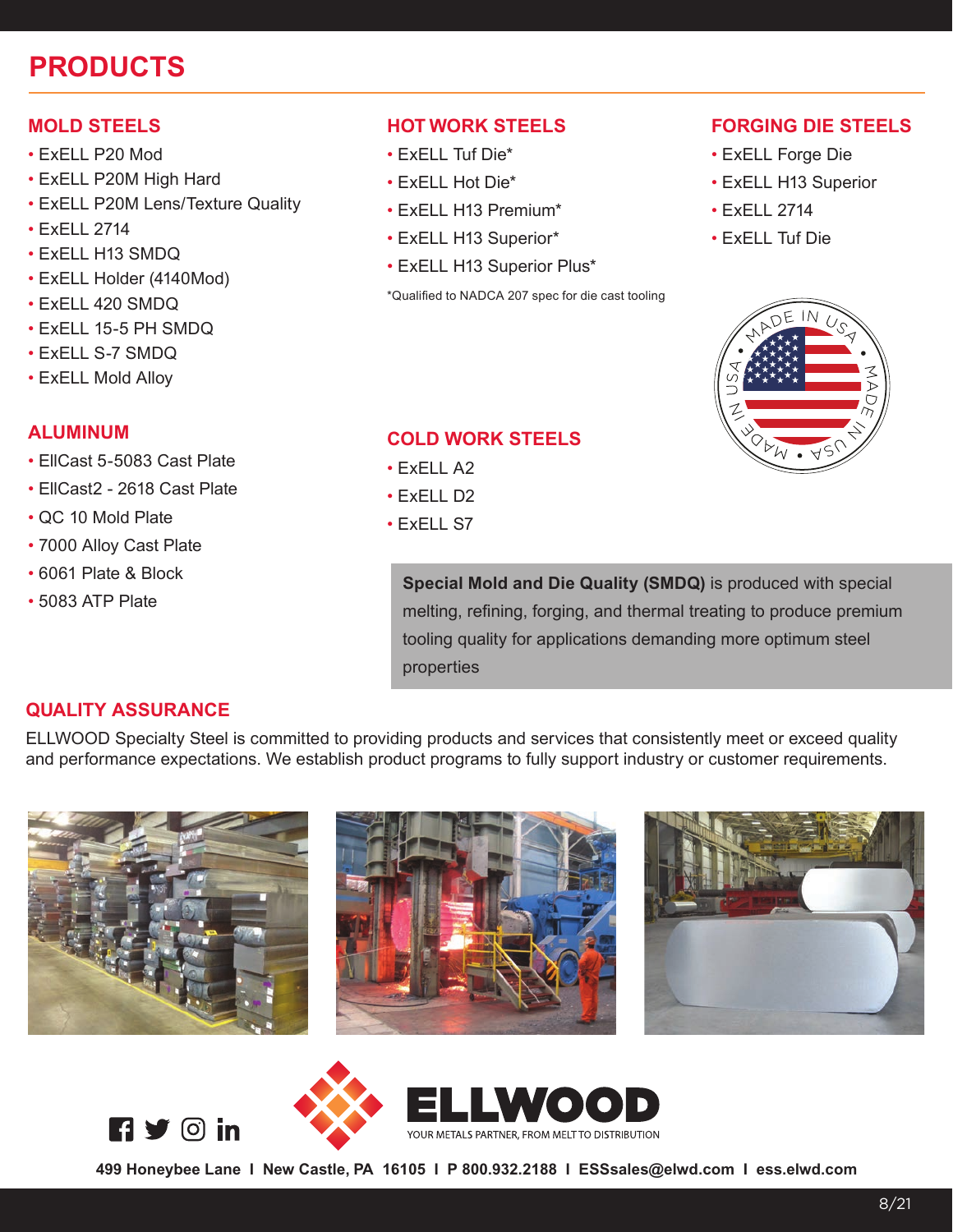# PRODUCTS

## MOLD STEELS

- ExELL P20 Mod
- ExELL P20M High Hard
- ExELL P20M Lens/Texture Quality
- ExELL 2714
- ExELL H13 SMDQ
- ExELL Holder (4140Mod)
- ExELL 420 SMDQ
- ExELL 15-5 PH SMDQ
- ExELL S-7 SMDQ
- ExELL Mold Alloy

## ALUMINUM

- EllCast 5-5083 Cast Plate
- EllCast2 - 2618 Cast Plate
- QC 10 Mold Plate
- 7000 Alloy Cast Plate
- 6061 Plate & Block
- 5083 ATP Plate

## HOT WORK STEELS

- ExELL Tuf Die*
- ExELL Hot Die*
- ExELL H13 Premium*
- ExELL H13 Superior*
- ExELL H13 Superior Plus*

*Qualified to NADCA 207 spec for die cast tooling

## COLD WORK STEELS

- ExELL A2
- ExELL D2
- ExELL S7

## FORGING DIE STEELS

- ExELL Forge Die
- ExELL H13 Superior
- ExELL 2714
- ExELL Tuf Die

MADE IN USA

**Special Mold and Die Quality (SMDQ)** is produced with special melting, refining, forging, and thermal treating to produce premium tooling quality for applications demanding more optimum steel properties

## QUALITY ASSURANCE

ELLWOOD Specialty Steel is committed to providing products and services that consistently meet or exceed quality and performance expectations. We establish product programs to fully support industry or customer requirements.

ELLWOOD

YOUR METALS PARTNER, FROM MELT TO DISTRIBUTION

**499 Honeybee Lane I New Castle, PA 16105 I P 800.932.2188 I ESSsales@elwd.com I ess.elwd.com**

8/21